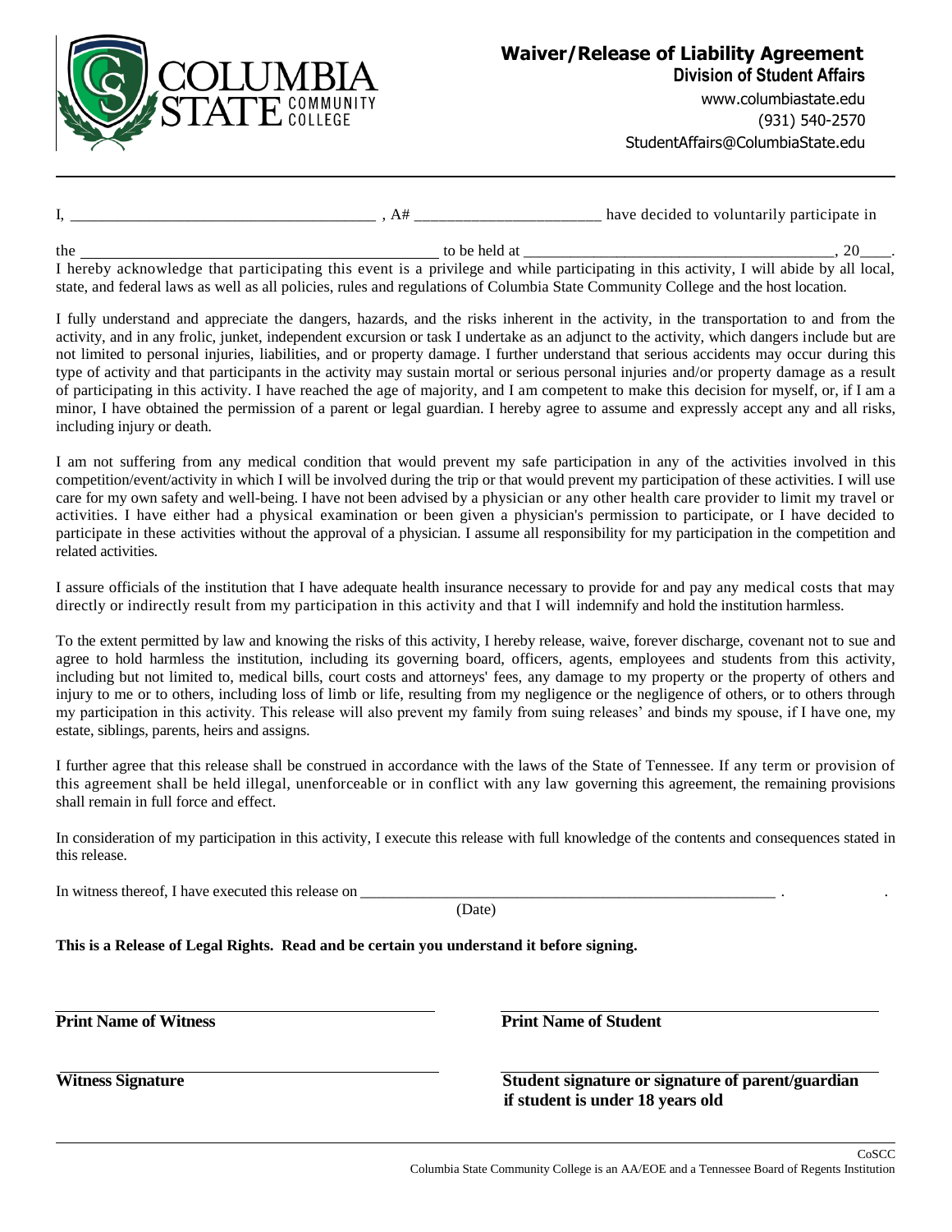# Waiver/Release of Liability Agreement

**Division of Student Affairs**

www.columbiastate.edu

(931) 540-2570

StudentAffairs@ColumbiaState.edu

COLUMBIA STATE COMMUNITY COLLEGE

I, ______________________________________ , A# _______________________ have decided to voluntarily participate in

the ____________________________________________ to be held at ________________________________________, 20____.

I hereby acknowledge that participating this event is a privilege and while participating in this activity, I will abide by all local, state, and federal laws as well as all policies, rules and regulations of Columbia State Community College and the host location.

I fully understand and appreciate the dangers, hazards, and the risks inherent in the activity, in the transportation to and from the activity, and in any frolic, junket, independent excursion or task I undertake as an adjunct to the activity, which dangers include but are not limited to personal injuries, liabilities, and or property damage. I further understand that serious accidents may occur during this type of activity and that participants in the activity may sustain mortal or serious personal injuries and/or property damage as a result of participating in this activity. I have reached the age of majority, and I am competent to make this decision for myself, or, if I am a minor, I have obtained the permission of a parent or legal guardian. I hereby agree to assume and expressly accept any and all risks, including injury or death.

I am not suffering from any medical condition that would prevent my safe participation in any of the activities involved in this competition/event/activity in which I will be involved during the trip or that would prevent my participation of these activities. I will use care for my own safety and well-being. I have not been advised by a physician or any other health care provider to limit my travel or activities. I have either had a physical examination or been given a physician's permission to participate, or I have decided to participate in these activities without the approval of a physician. I assume all responsibility for my participation in the competition and related activities.

I assure officials of the institution that I have adequate health insurance necessary to provide for and pay any medical costs that may directly or indirectly result from my participation in this activity and that I will indemnify and hold the institution harmless.

To the extent permitted by law and knowing the risks of this activity, I hereby release, waive, forever discharge, covenant not to sue and agree to hold harmless the institution, including its governing board, officers, agents, employees and students from this activity, including but not limited to, medical bills, court costs and attorneys' fees, any damage to my property or the property of others and injury to me or to others, including loss of limb or life, resulting from my negligence or the negligence of others, or to others through my participation in this activity. This release will also prevent my family from suing releases' and binds my spouse, if I have one, my estate, siblings, parents, heirs and assigns.

I further agree that this release shall be construed in accordance with the laws of the State of Tennessee. If any term or provision of this agreement shall be held illegal, unenforceable or in conflict with any law governing this agreement, the remaining provisions shall remain in full force and effect.

In consideration of my participation in this activity, I execute this release with full knowledge of the contents and consequences stated in this release.

In witness thereof, I have executed this release on ________________________________________________________ .

(Date)

**This is a Release of Legal Rights. Read and be certain you understand it before signing.**

______________________________________ ______________________________________

**Print Name of Witness** **Print Name of Student**

______________________________________ ______________________________________

**Witness Signature** **Student signature or signature of parent/guardian if student is under 18 years old**

CoSCC

Columbia State Community College is an AA/EOE and a Tennessee Board of Regents Institution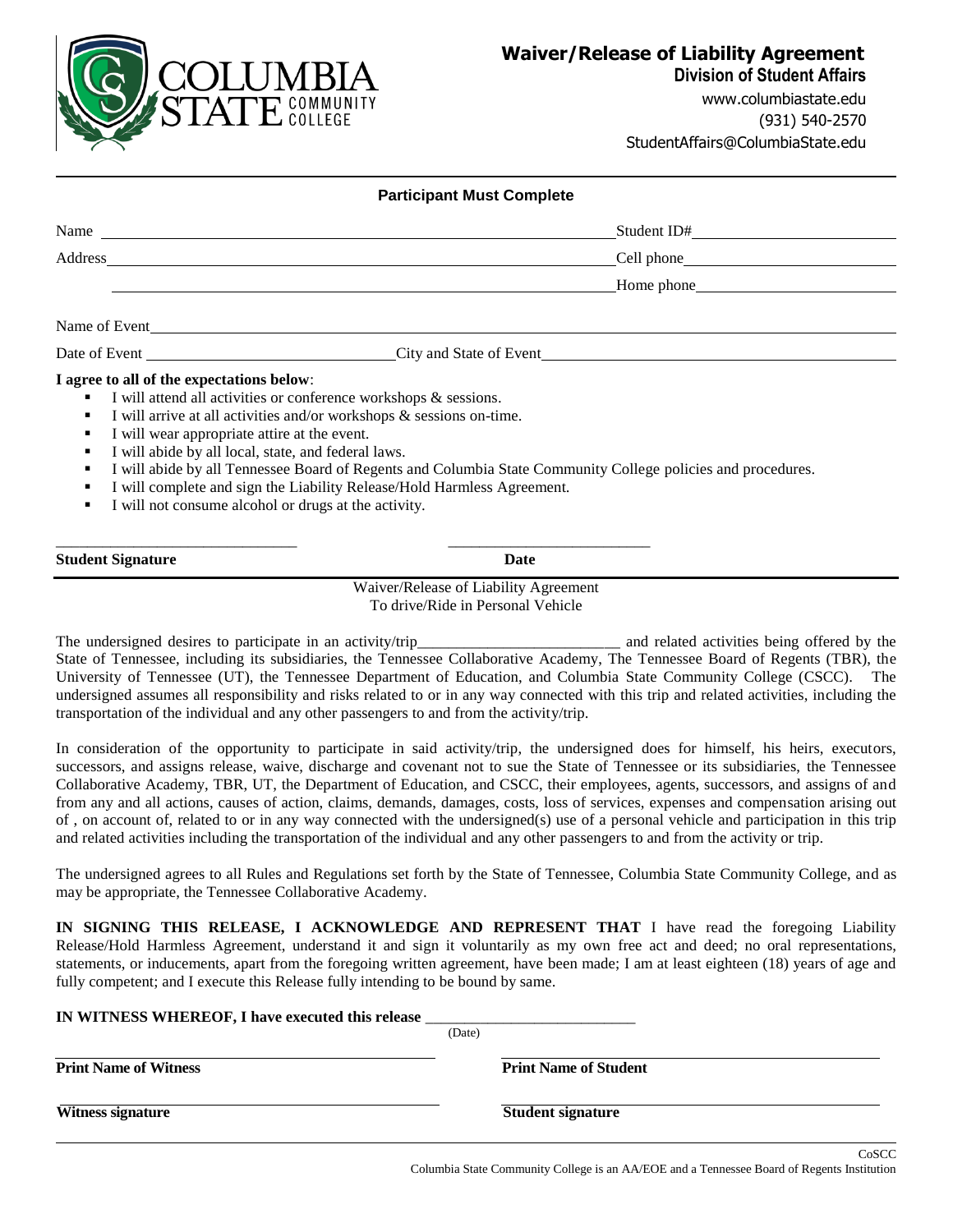# Waiver/Release of Liability Agreement

**Division of Student Affairs**

www.columbiastate.edu

(931) 540-2570

StudentAffairs@ColumbiaState.edu

**Participant Must Complete**

Name ______________________________ Student ID# ______________

Address ______________________________ Cell phone ______________

______________________________ Home phone ______________

Name of Event ______________________________

Date of Event ______________ City and State of Event ______________________________

**I agree to all of the expectations below**:

- I will attend all activities or conference workshops & sessions.
- I will arrive at all activities and/or workshops & sessions on-time.
- I will wear appropriate attire at the event.
- I will abide by all local, state, and federal laws.
- I will abide by all Tennessee Board of Regents and Columbia State Community College policies and procedures.
- I will complete and sign the Liability Release/Hold Harmless Agreement.
- I will not consume alcohol or drugs at the activity.

______________________________ ______________________________

**Student Signature** **Date**

Waiver/Release of Liability Agreement
To drive/Ride in Personal Vehicle

The undersigned desires to participate in an activity/trip__________________________ and related activities being offered by the State of Tennessee, including its subsidiaries, the Tennessee Collaborative Academy, The Tennessee Board of Regents (TBR), the University of Tennessee (UT), the Tennessee Department of Education, and Columbia State Community College (CSCC). The undersigned assumes all responsibility and risks related to or in any way connected with this trip and related activities, including the transportation of the individual and any other passengers to and from the activity/trip.

In consideration of the opportunity to participate in said activity/trip, the undersigned does for himself, his heirs, executors, successors, and assigns release, waive, discharge and covenant not to sue the State of Tennessee or its subsidiaries, the Tennessee Collaborative Academy, TBR, UT, the Department of Education, and CSCC, their employees, agents, successors, and assigns of and from any and all actions, causes of action, claims, demands, damages, costs, loss of services, expenses and compensation arising out of , on account of, related to or in any way connected with the undersigned(s) use of a personal vehicle and participation in this trip and related activities including the transportation of the individual and any other passengers to and from the activity or trip.

The undersigned agrees to all Rules and Regulations set forth by the State of Tennessee, Columbia State Community College, and as may be appropriate, the Tennessee Collaborative Academy.

**IN SIGNING THIS RELEASE, I ACKNOWLEDGE AND REPRESENT THAT** I have read the foregoing Liability Release/Hold Harmless Agreement, understand it and sign it voluntarily as my own free act and deed; no oral representations, statements, or inducements, apart from the foregoing written agreement, have been made; I am at least eighteen (18) years of age and fully competent; and I execute this Release fully intending to be bound by same.

**IN WITNESS WHEREOF, I have executed this release** ___________________________
(Date)

______________________________ ______________________________

**Print Name of Witness** **Print Name of Student**

______________________________ ______________________________

**Witness signature** **Student signature**

CoSCC

Columbia State Community College is an AA/EOE and a Tennessee Board of Regents Institution